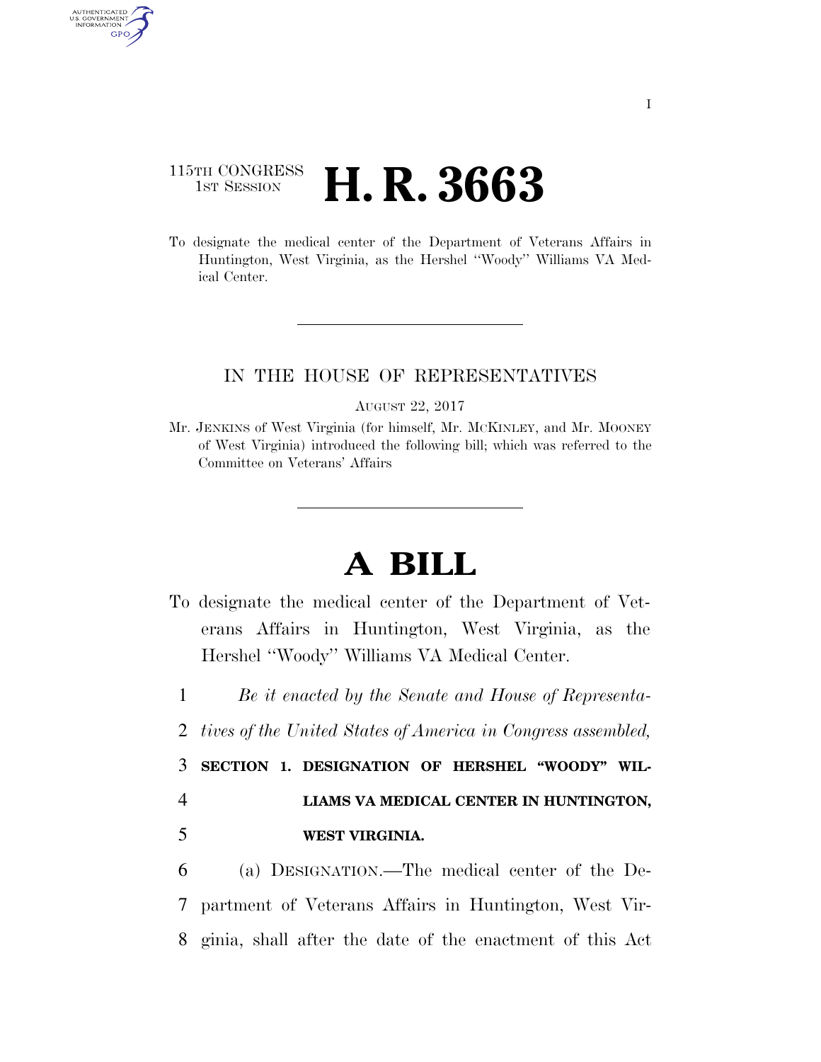115TH CONGRESS
1ST SESSION

# H. R. 3663

To designate the medical center of the Department of Veterans Affairs in Huntington, West Virginia, as the Hershel ''Woody'' Williams VA Medical Center.

IN THE HOUSE OF REPRESENTATIVES

AUGUST 22, 2017

Mr. JENKINS of West Virginia (for himself, Mr. MCKINLEY, and Mr. MOONEY of West Virginia) introduced the following bill; which was referred to the Committee on Veterans' Affairs

# A BILL

To designate the medical center of the Department of Veterans Affairs in Huntington, West Virginia, as the Hershel ''Woody'' Williams VA Medical Center.

1 *Be it enacted by the Senate and House of Representa-*
2 *tives of the United States of America in Congress assembled,*

3 **SECTION 1. DESIGNATION OF HERSHEL "WOODY" WIL-**
4 **LIAMS VA MEDICAL CENTER IN HUNTINGTON,**
5 **WEST VIRGINIA.**

6 (a) DESIGNATION.—The medical center of the De-
7 partment of Veterans Affairs in Huntington, West Vir-
8 ginia, shall after the date of the enactment of this Act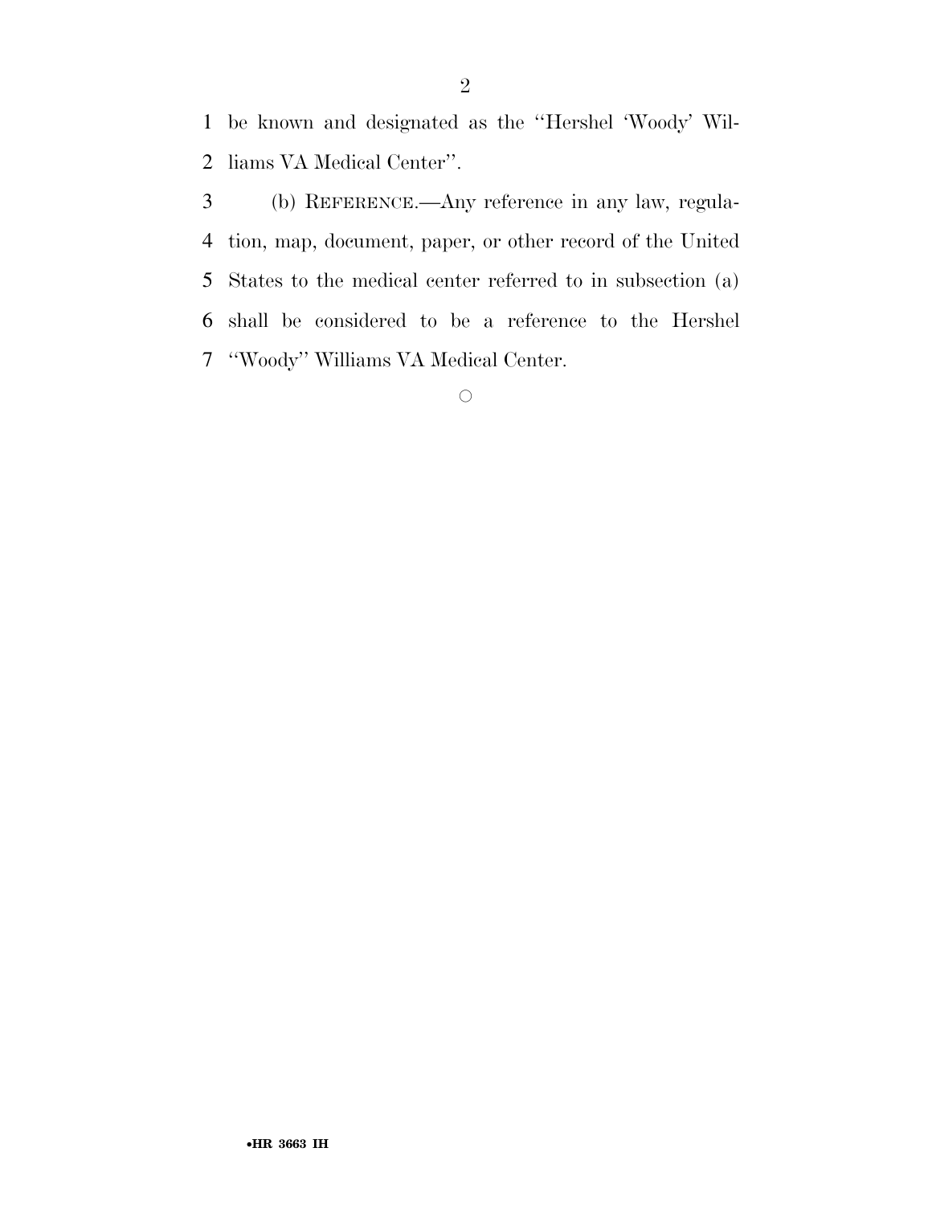be known and designated as the ''Hershel 'Woody' Williams VA Medical Center''.

(b) REFERENCE.—Any reference in any law, regulation, map, document, paper, or other record of the United States to the medical center referred to in subsection (a) shall be considered to be a reference to the Hershel ''Woody'' Williams VA Medical Center.

○